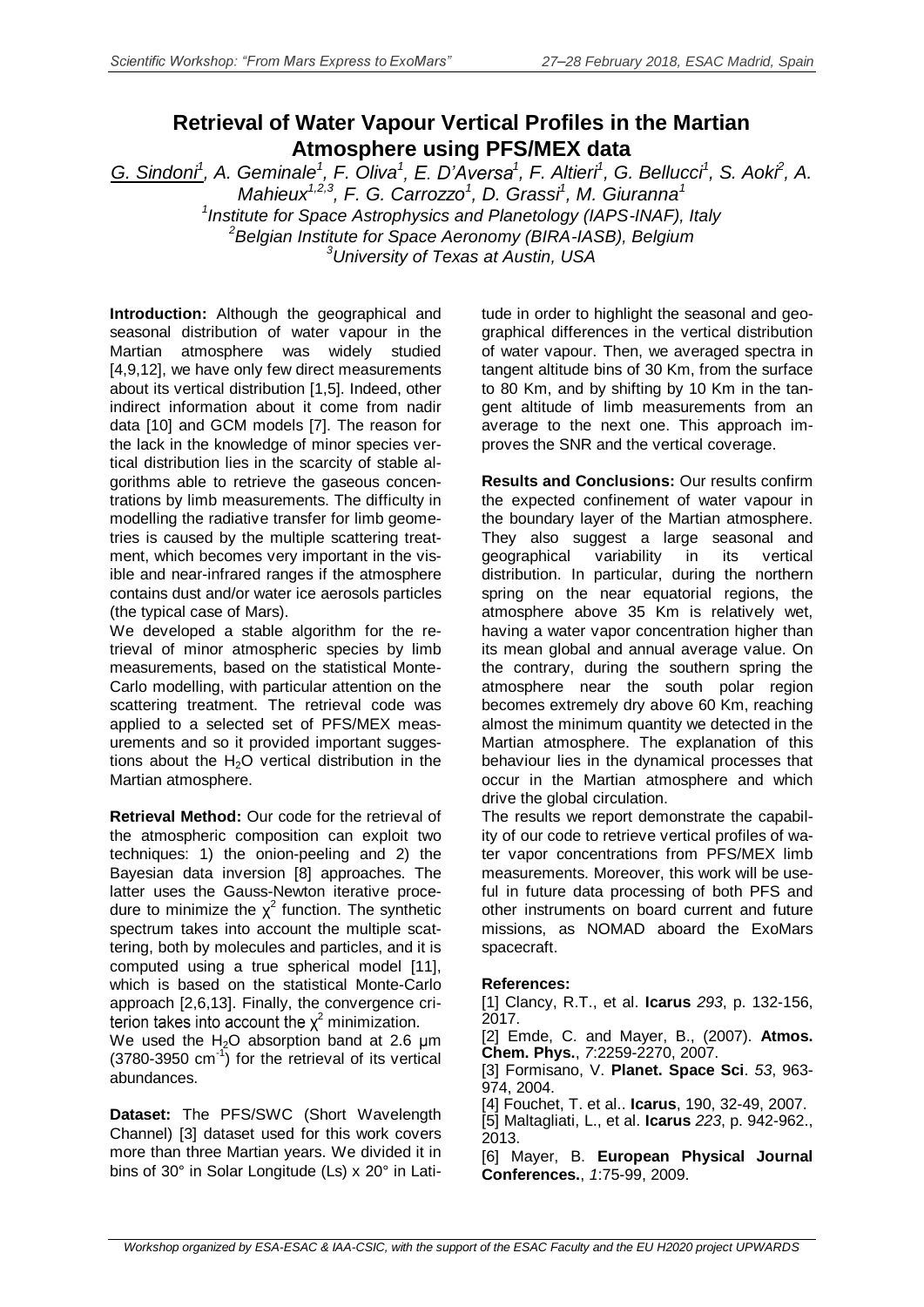# Retrieval of Water Vapour Vertical Profiles in the Martian Atmosphere using PFS/MEX data

G. Sindoni[1], A. Geminale[1], F. Oliva[1], E. D'Aversa[1], F. Altieri[1], G. Bellucci[1], S. Aoki[2], A. Mahieux[1,2,3], F. G. Carrozzo[1], D. Grassi[1], M. Giuranna[1]

[1]Institute for Space Astrophysics and Planetology (IAPS-INAF), Italy
[2]Belgian Institute for Space Aeronomy (BIRA-IASB), Belgium
[3]University of Texas at Austin, USA

**Introduction:** Although the geographical and seasonal distribution of water vapour in the Martian atmosphere was widely studied [4,9,12], we have only few direct measurements about its vertical distribution [1,5]. Indeed, other indirect information about it come from nadir data [10] and GCM models [7]. The reason for the lack in the knowledge of minor species vertical distribution lies in the scarcity of stable algorithms able to retrieve the gaseous concentrations by limb measurements. The difficulty in modelling the radiative transfer for limb geometries is caused by the multiple scattering treatment, which becomes very important in the visible and near-infrared ranges if the atmosphere contains dust and/or water ice aerosols particles (the typical case of Mars).

We developed a stable algorithm for the retrieval of minor atmospheric species by limb measurements, based on the statistical Monte-Carlo modelling, with particular attention on the scattering treatment. The retrieval code was applied to a selected set of PFS/MEX measurements and so it provided important suggestions about the $H_2O$ vertical distribution in the Martian atmosphere.

**Retrieval Method:** Our code for the retrieval of the atmospheric composition can exploit two techniques: 1) the onion-peeling and 2) the Bayesian data inversion [8] approaches. The latter uses the Gauss-Newton iterative procedure to minimize the $\chi^2$ function. The synthetic spectrum takes into account the multiple scattering, both by molecules and particles, and it is computed using a true spherical model [11], which is based on the statistical Monte-Carlo approach [2,6,13]. Finally, the convergence criterion takes into account the $\chi^2$ minimization.

We used the $H_2O$ absorption band at 2.6 µm (3780-3950 $cm^{-1}$) for the retrieval of its vertical abundances.

**Dataset:** The PFS/SWC (Short Wavelength Channel) [3] dataset used for this work covers more than three Martian years. We divided it in bins of 30° in Solar Longitude (Ls) x 20° in Latitude in order to highlight the seasonal and geographical differences in the vertical distribution of water vapour. Then, we averaged spectra in tangent altitude bins of 30 Km, from the surface to 80 Km, and by shifting by 10 Km in the tangent altitude of limb measurements from an average to the next one. This approach improves the SNR and the vertical coverage.

**Results and Conclusions:** Our results confirm the expected confinement of water vapour in the boundary layer of the Martian atmosphere. They also suggest a large seasonal and geographical variability in its vertical distribution. In particular, during the northern spring on the near equatorial regions, the atmosphere above 35 Km is relatively wet, having a water vapor concentration higher than its mean global and annual average value. On the contrary, during the southern spring the atmosphere near the south polar region becomes extremely dry above 60 Km, reaching almost the minimum quantity we detected in the Martian atmosphere. The explanation of this behaviour lies in the dynamical processes that occur in the Martian atmosphere and which drive the global circulation.

The results we report demonstrate the capability of our code to retrieve vertical profiles of water vapor concentrations from PFS/MEX limb measurements. Moreover, this work will be useful in future data processing of both PFS and other instruments on board current and future missions, as NOMAD aboard the ExoMars spacecraft.

**References:**

[1] Clancy, R.T., et al. **Icarus** *293*, p. 132-156, 2017.
[2] Emde, C. and Mayer, B., (2007). **Atmos. Chem. Phys.**, *7*:2259-2270, 2007.
[3] Formisano, V. **Planet. Space Sci**. *53*, 963-974, 2004.
[4] Fouchet, T. et al.. **Icarus**, 190, 32-49, 2007.
[5] Maltagliati, L., et al. **Icarus** *223*, p. 942-962., 2013.
[6] Mayer, B. **European Physical Journal Conferences.**, *1*:75-99, 2009.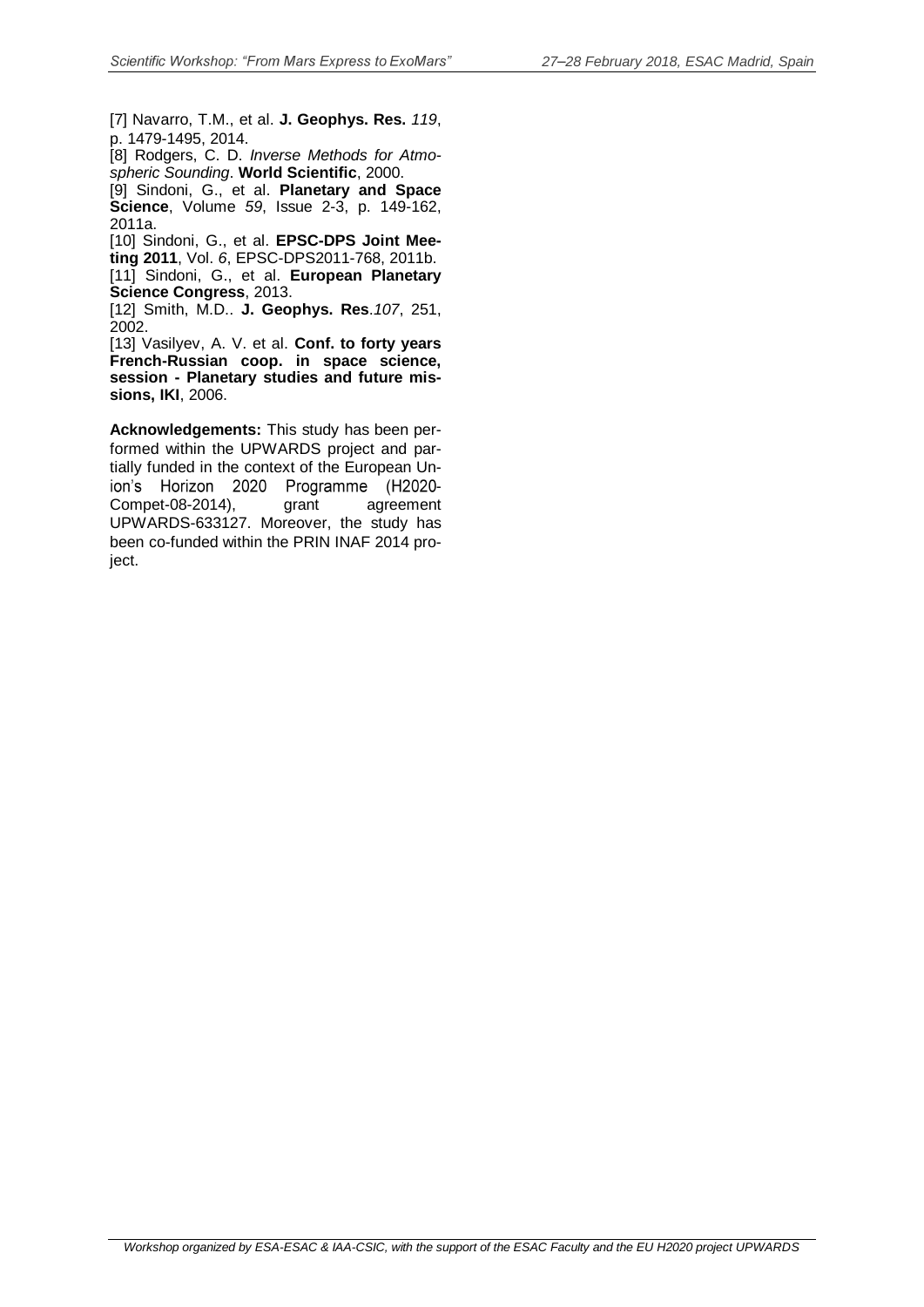[7] Navarro, T.M., et al. **J. Geophys. Res.** *119*, p. 1479-1495, 2014.

[8] Rodgers, C. D. *Inverse Methods for Atmospheric Sounding*. **World Scientific**, 2000.

[9] Sindoni, G., et al. **Planetary and Space Science**, Volume *59*, Issue 2-3, p. 149-162, 2011a.

[10] Sindoni, G., et al. **EPSC-DPS Joint Meeting 2011**, Vol. *6*, EPSC-DPS2011-768, 2011b.

[11] Sindoni, G., et al. **European Planetary Science Congress**, 2013.

[12] Smith, M.D.. **J. Geophys. Res**.*107*, 251, 2002.

[13] Vasilyev, A. V. et al. **Conf. to forty years French-Russian coop. in space science, session - Planetary studies and future missions, IKI**, 2006.

**Acknowledgements:** This study has been performed within the UPWARDS project and partially funded in the context of the European Union's Horizon 2020 Programme (H2020-Compet-08-2014), grant agreement UPWARDS-633127. Moreover, the study has been co-funded within the PRIN INAF 2014 project.